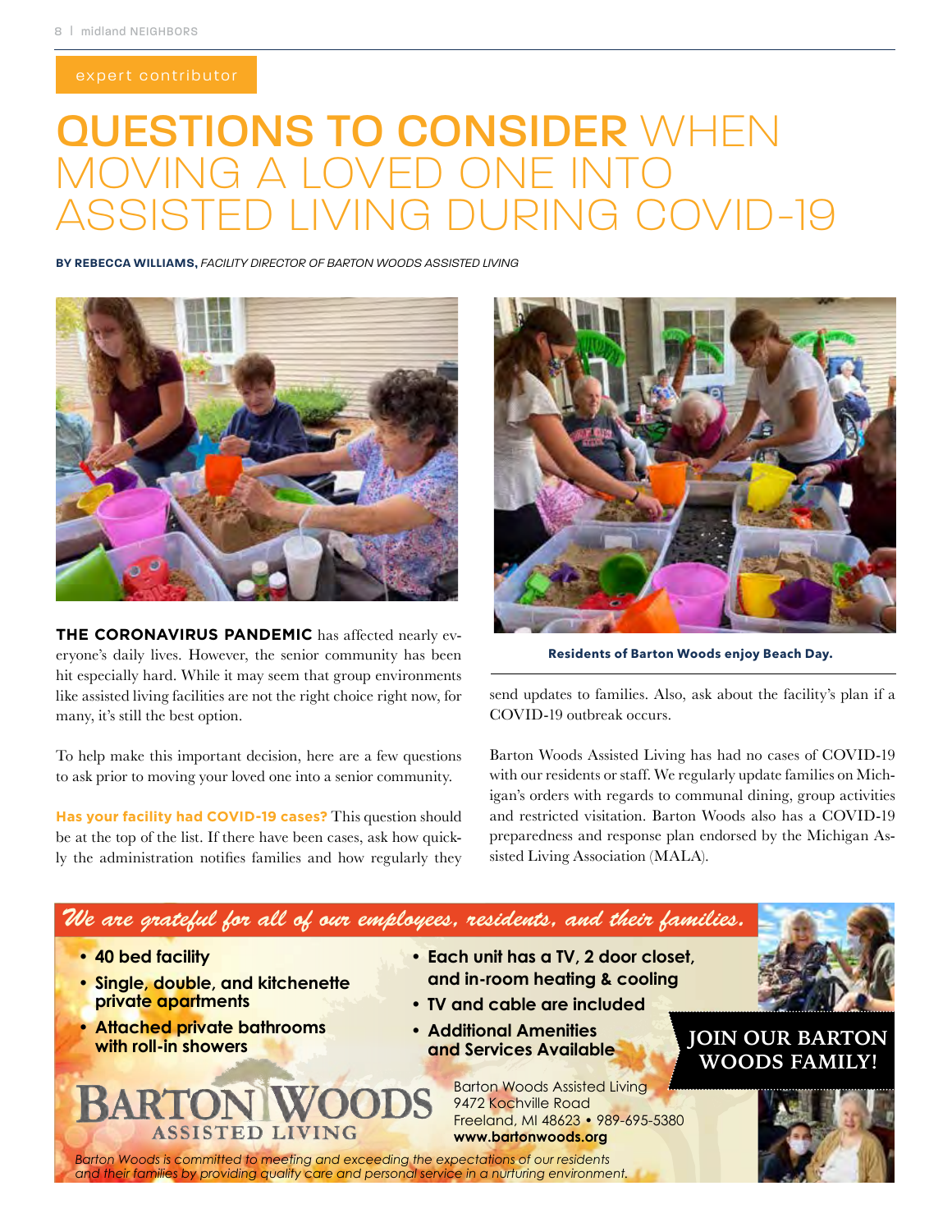expert contributor

# QUESTIONS TO CONSIDER WHEN MOVING A LOVED ONE INTO ASSISTED LIVING DURING COVID-19

**BY REBECCA WILLIAMS,** *FACILITY DIRECTOR OF BARTON WOODS ASSISTED LIVING*

**THE CORONAVIRUS PANDEMIC** has affected nearly everyone's daily lives. However, the senior community has been hit especially hard. While it may seem that group environments like assisted living facilities are not the right choice right now, for many, it's still the best option.

To help make this important decision, here are a few questions to ask prior to moving your loved one into a senior community.

**Has your facility had COVID-19 cases?** This question should be at the top of the list. If there have been cases, ask how quickly the administration notifies families and how regularly they send updates to families. Also, ask about the facility's plan if a COVID-19 outbreak occurs.

**Residents of Barton Woods enjoy Beach Day.**

Barton Woods Assisted Living has had no cases of COVID-19 with our residents or staff. We regularly update families on Michigan's orders with regards to communal dining, group activities and restricted visitation. Barton Woods also has a COVID-19 preparedness and response plan endorsed by the Michigan Assisted Living Association (MALA).

*We are grateful for all of our employees, residents, and their families.*

- **40 bed facility**
- **Single, double, and kitchenette private apartments**
- **Attached private bathrooms with roll-in showers**
- **Each unit has a TV, 2 door closet, and in-room heating & cooling**
- **TV and cable are included**
- **Additional Amenities and Services Available**

**JOIN OUR BARTON WOODS FAMILY!**

BARTON WOODS ASSISTED LIVING

Barton Woods Assisted Living
9472 Kochville Road
Freeland, MI 48623 • 989-695-5380
**www.bartonwoods.org**

*Barton Woods is committed to meeting and exceeding the expectations of our residents and their families by providing quality care and personal service in a nurturing environment.*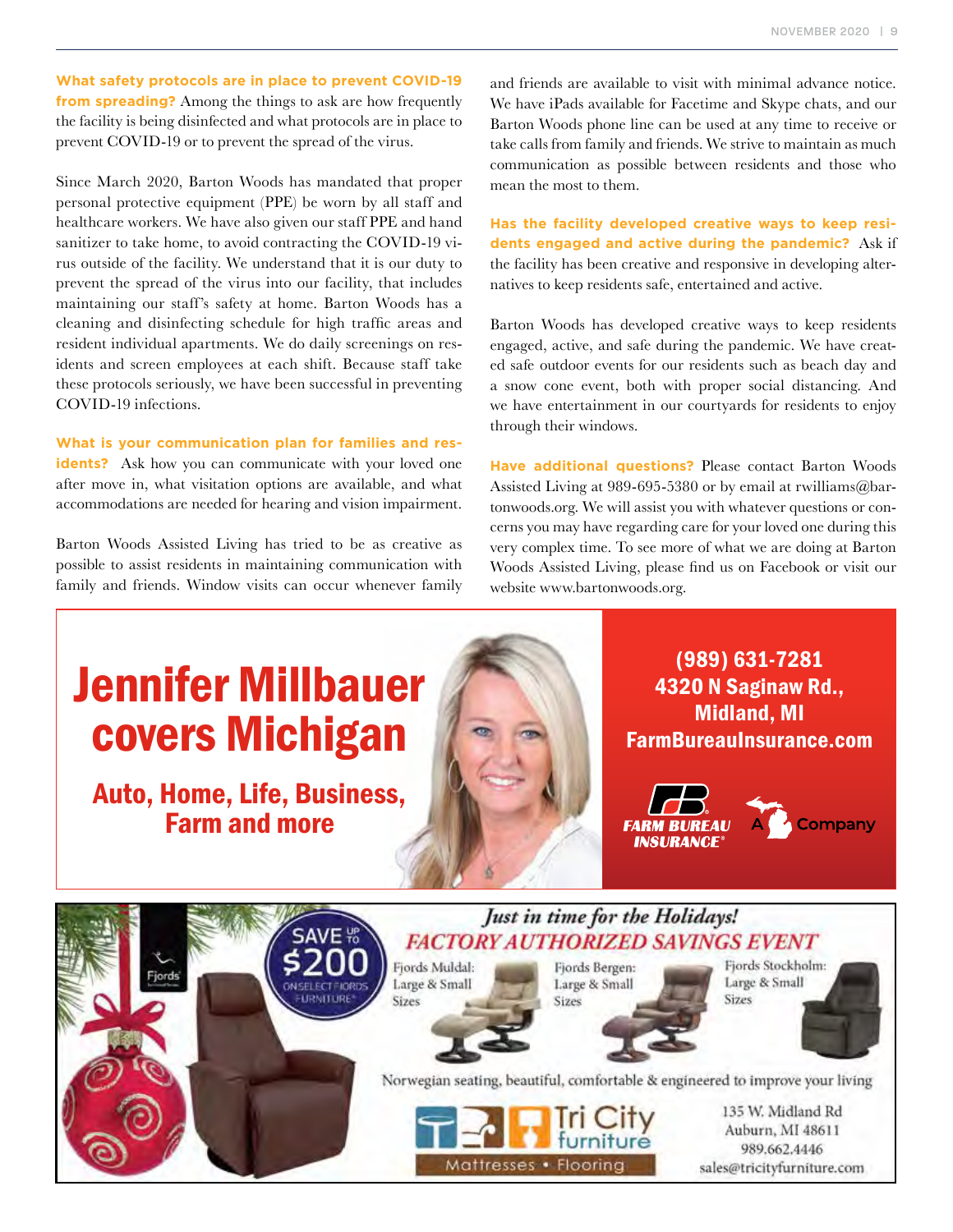**What safety protocols are in place to prevent COVID-19 from spreading?** Among the things to ask are how frequently the facility is being disinfected and what protocols are in place to prevent COVID-19 or to prevent the spread of the virus.

Since March 2020, Barton Woods has mandated that proper personal protective equipment (PPE) be worn by all staff and healthcare workers. We have also given our staff PPE and hand sanitizer to take home, to avoid contracting the COVID-19 virus outside of the facility. We understand that it is our duty to prevent the spread of the virus into our facility, that includes maintaining our staff's safety at home. Barton Woods has a cleaning and disinfecting schedule for high traffic areas and resident individual apartments. We do daily screenings on residents and screen employees at each shift. Because staff take these protocols seriously, we have been successful in preventing COVID-19 infections.

**What is your communication plan for families and residents?** Ask how you can communicate with your loved one after move in, what visitation options are available, and what accommodations are needed for hearing and vision impairment.

Barton Woods Assisted Living has tried to be as creative as possible to assist residents in maintaining communication with family and friends. Window visits can occur whenever family and friends are available to visit with minimal advance notice. We have iPads available for Facetime and Skype chats, and our Barton Woods phone line can be used at any time to receive or take calls from family and friends. We strive to maintain as much communication as possible between residents and those who mean the most to them.

**Has the facility developed creative ways to keep residents engaged and active during the pandemic?** Ask if the facility has been creative and responsive in developing alternatives to keep residents safe, entertained and active.

Barton Woods has developed creative ways to keep residents engaged, active, and safe during the pandemic. We have created safe outdoor events for our residents such as beach day and a snow cone event, both with proper social distancing. And we have entertainment in our courtyards for residents to enjoy through their windows.

**Have additional questions?** Please contact Barton Woods Assisted Living at 989-695-5380 or by email at rwilliams@bartonwoods.org. We will assist you with whatever questions or concerns you may have regarding care for your loved one during this very complex time. To see more of what we are doing at Barton Woods Assisted Living, please find us on Facebook or visit our website www.bartonwoods.org.

**Jennifer Millbauer covers Michigan**

**Auto, Home, Life, Business, Farm and more**

(989) 631-7281
4320 N Saginaw Rd.,
Midland, MI
FarmBureauInsurance.com

FARM BUREAU INSURANCE® A Company

*Just in time for the Holidays!*
*FACTORY AUTHORIZED SAVINGS EVENT*

SAVE UP TO $200 ON SELECT FJORDS FURNITURE*

Fjords Muldal: Large & Small Sizes

Fjords Bergen: Large & Small Sizes

Fjords Stockholm: Large & Small Sizes

Norwegian seating, beautiful, comfortable & engineered to improve your living

Tri City furniture
Mattresses • Flooring

135 W. Midland Rd
Auburn, MI 48611
989.662.4446
sales@tricityfurniture.com